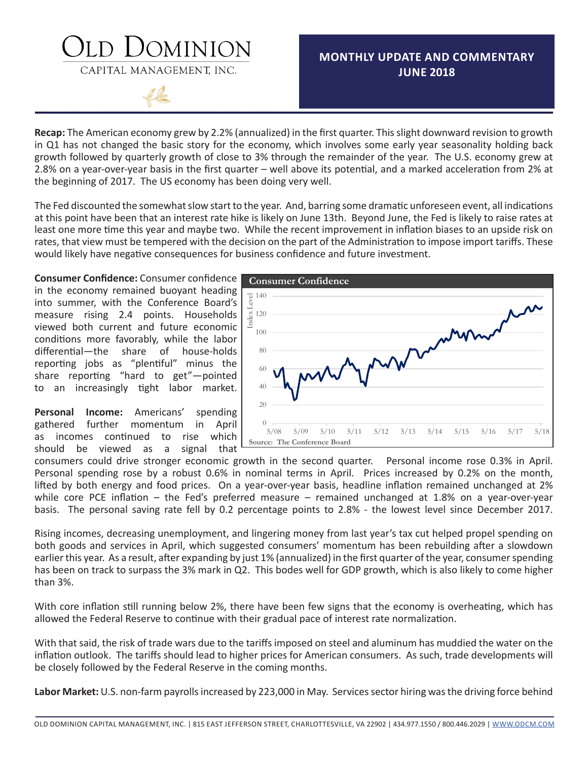# OLD DOMINION

CAPITAL MANAGEMENT, INC.

## MONTHLY UPDATE AND COMMENTARY
## JUNE 2018

**Recap:** The American economy grew by 2.2% (annualized) in the first quarter. This slight downward revision to growth in Q1 has not changed the basic story for the economy, which involves some early year seasonality holding back growth followed by quarterly growth of close to 3% through the remainder of the year. The U.S. economy grew at 2.8% on a year-over-year basis in the first quarter – well above its potential, and a marked acceleration from 2% at the beginning of 2017. The US economy has been doing very well.

The Fed discounted the somewhat slow start to the year. And, barring some dramatic unforeseen event, all indications at this point have been that an interest rate hike is likely on June 13th. Beyond June, the Fed is likely to raise rates at least one more time this year and maybe two. While the recent improvement in inflation biases to an upside risk on rates, that view must be tempered with the decision on the part of the Administration to impose import tariffs. These would likely have negative consequences for business confidence and future investment.

**Consumer Confidence:** Consumer confidence in the economy remained buoyant heading into summer, with the Conference Board's measure rising 2.4 points. Households viewed both current and future economic conditions more favorably, while the labor differential—the share of house-holds reporting jobs as "plentiful" minus the share reporting "hard to get"—pointed to an increasingly tight labor market.

**Consumer Confidence**

Source: The Conference Board

**Personal Income:** Americans' spending gathered further momentum in April as incomes continued to rise which should be viewed as a signal that consumers could drive stronger economic growth in the second quarter. Personal income rose 0.3% in April. Personal spending rose by a robust 0.6% in nominal terms in April. Prices increased by 0.2% on the month, lifted by both energy and food prices. On a year-over-year basis, headline inflation remained unchanged at 2% while core PCE inflation – the Fed's preferred measure – remained unchanged at 1.8% on a year-over-year basis. The personal saving rate fell by 0.2 percentage points to 2.8% - the lowest level since December 2017.

Rising incomes, decreasing unemployment, and lingering money from last year's tax cut helped propel spending on both goods and services in April, which suggested consumers' momentum has been rebuilding after a slowdown earlier this year. As a result, after expanding by just 1% (annualized) in the first quarter of the year, consumer spending has been on track to surpass the 3% mark in Q2. This bodes well for GDP growth, which is also likely to come higher than 3%.

With core inflation still running below 2%, there have been few signs that the economy is overheating, which has allowed the Federal Reserve to continue with their gradual pace of interest rate normalization.

With that said, the risk of trade wars due to the tariffs imposed on steel and aluminum has muddied the water on the inflation outlook. The tariffs should lead to higher prices for American consumers. As such, trade developments will be closely followed by the Federal Reserve in the coming months.

**Labor Market:** U.S. non-farm payrolls increased by 223,000 in May. Services sector hiring was the driving force behind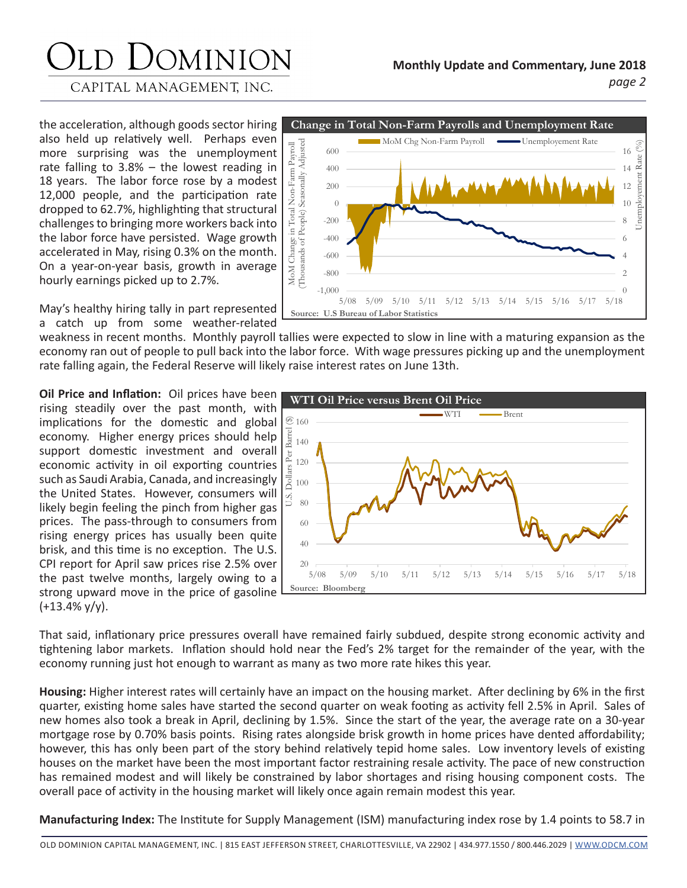the acceleration, although goods sector hiring also held up relatively well. Perhaps even more surprising was the unemployment rate falling to 3.8% – the lowest reading in 18 years. The labor force rose by a modest 12,000 people, and the participation rate dropped to 62.7%, highlighting that structural challenges to bringing more workers back into the labor force have persisted. Wage growth accelerated in May, rising 0.3% on the month. On a year-on-year basis, growth in average hourly earnings picked up to 2.7%.

**Change in Total Non-Farm Payrolls and Unemployment Rate**

Source: U.S Bureau of Labor Statistics

May's healthy hiring tally in part represented a catch up from some weather-related weakness in recent months. Monthly payroll tallies were expected to slow in line with a maturing expansion as the economy ran out of people to pull back into the labor force. With wage pressures picking up and the unemployment rate falling again, the Federal Reserve will likely raise interest rates on June 13th.

**Oil Price and Inflation:** Oil prices have been rising steadily over the past month, with implications for the domestic and global economy. Higher energy prices should help support domestic investment and overall economic activity in oil exporting countries such as Saudi Arabia, Canada, and increasingly the United States. However, consumers will likely begin feeling the pinch from higher gas prices. The pass-through to consumers from rising energy prices has usually been quite brisk, and this time is no exception. The U.S. CPI report for April saw prices rise 2.5% over the past twelve months, largely owing to a strong upward move in the price of gasoline (+13.4% y/y).

**WTI Oil Price versus Brent Oil Price**

Source: Bloomberg

That said, inflationary price pressures overall have remained fairly subdued, despite strong economic activity and tightening labor markets. Inflation should hold near the Fed's 2% target for the remainder of the year, with the economy running just hot enough to warrant as many as two more rate hikes this year.

**Housing:** Higher interest rates will certainly have an impact on the housing market. After declining by 6% in the first quarter, existing home sales have started the second quarter on weak footing as activity fell 2.5% in April. Sales of new homes also took a break in April, declining by 1.5%. Since the start of the year, the average rate on a 30-year mortgage rose by 0.70% basis points. Rising rates alongside brisk growth in home prices have dented affordability; however, this has only been part of the story behind relatively tepid home sales. Low inventory levels of existing houses on the market have been the most important factor restraining resale activity. The pace of new construction has remained modest and will likely be constrained by labor shortages and rising housing component costs. The overall pace of activity in the housing market will likely once again remain modest this year.

**Manufacturing Index:** The Institute for Supply Management (ISM) manufacturing index rose by 1.4 points to 58.7 in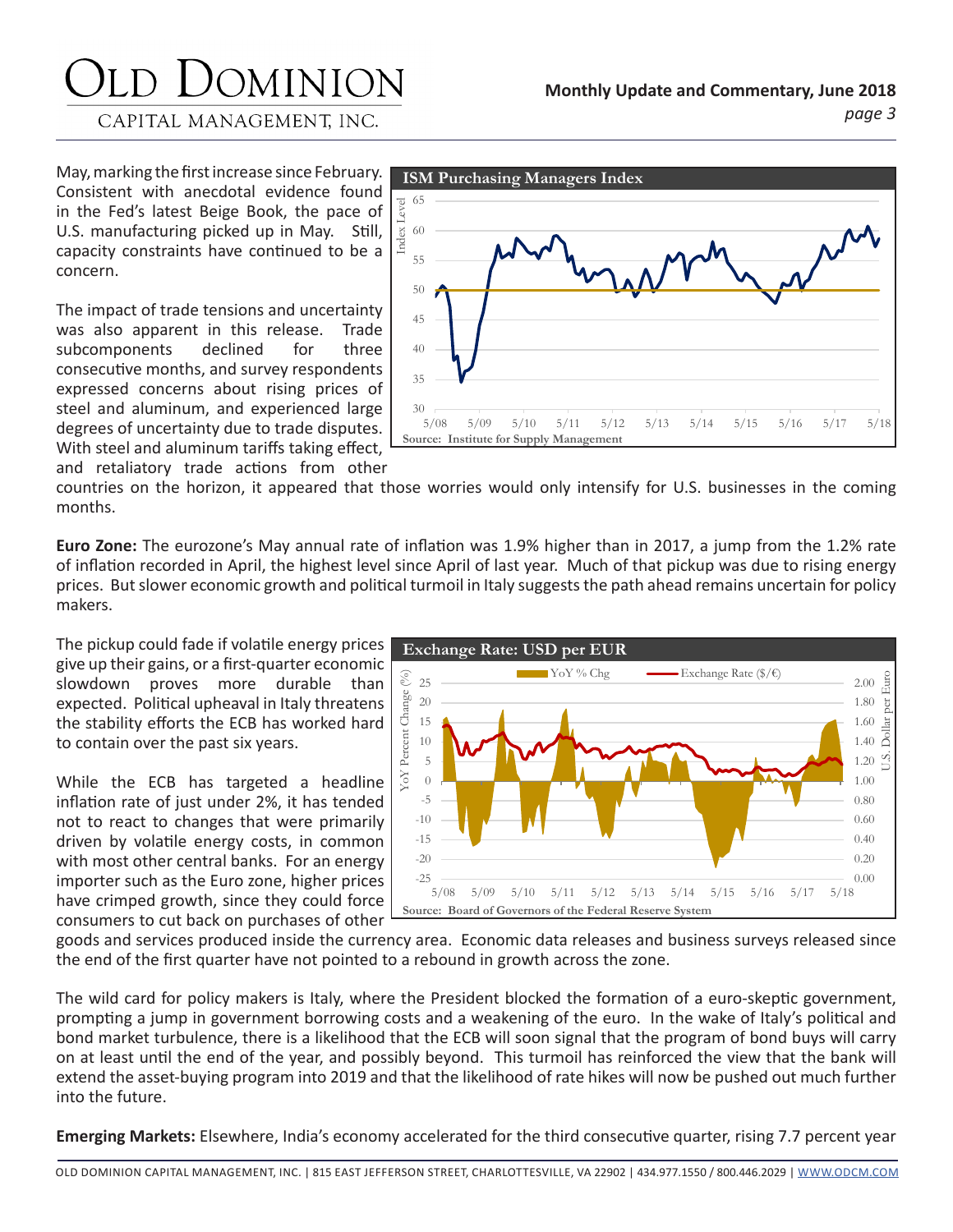May, marking the first increase since February. Consistent with anecdotal evidence found in the Fed's latest Beige Book, the pace of U.S. manufacturing picked up in May. Still, capacity constraints have continued to be a concern.

The impact of trade tensions and uncertainty was also apparent in this release. Trade subcomponents declined for three consecutive months, and survey respondents expressed concerns about rising prices of steel and aluminum, and experienced large degrees of uncertainty due to trade disputes. With steel and aluminum tariffs taking effect, and retaliatory trade actions from other countries on the horizon, it appeared that those worries would only intensify for U.S. businesses in the coming months.

**ISM Purchasing Managers Index**

Source: Institute for Supply Management

**Euro Zone:** The eurozone's May annual rate of inflation was 1.9% higher than in 2017, a jump from the 1.2% rate of inflation recorded in April, the highest level since April of last year. Much of that pickup was due to rising energy prices. But slower economic growth and political turmoil in Italy suggests the path ahead remains uncertain for policy makers.

The pickup could fade if volatile energy prices give up their gains, or a first-quarter economic slowdown proves more durable than expected. Political upheaval in Italy threatens the stability efforts the ECB has worked hard to contain over the past six years.

While the ECB has targeted a headline inflation rate of just under 2%, it has tended not to react to changes that were primarily driven by volatile energy costs, in common with most other central banks. For an energy importer such as the Euro zone, higher prices have crimped growth, since they could force consumers to cut back on purchases of other goods and services produced inside the currency area. Economic data releases and business surveys released since the end of the first quarter have not pointed to a rebound in growth across the zone.

**Exchange Rate: USD per EUR**

Source: Board of Governors of the Federal Reserve System

The wild card for policy makers is Italy, where the President blocked the formation of a euro-skeptic government, prompting a jump in government borrowing costs and a weakening of the euro. In the wake of Italy's political and bond market turbulence, there is a likelihood that the ECB will soon signal that the program of bond buys will carry on at least until the end of the year, and possibly beyond. This turmoil has reinforced the view that the bank will extend the asset-buying program into 2019 and that the likelihood of rate hikes will now be pushed out much further into the future.

**Emerging Markets:** Elsewhere, India's economy accelerated for the third consecutive quarter, rising 7.7 percent year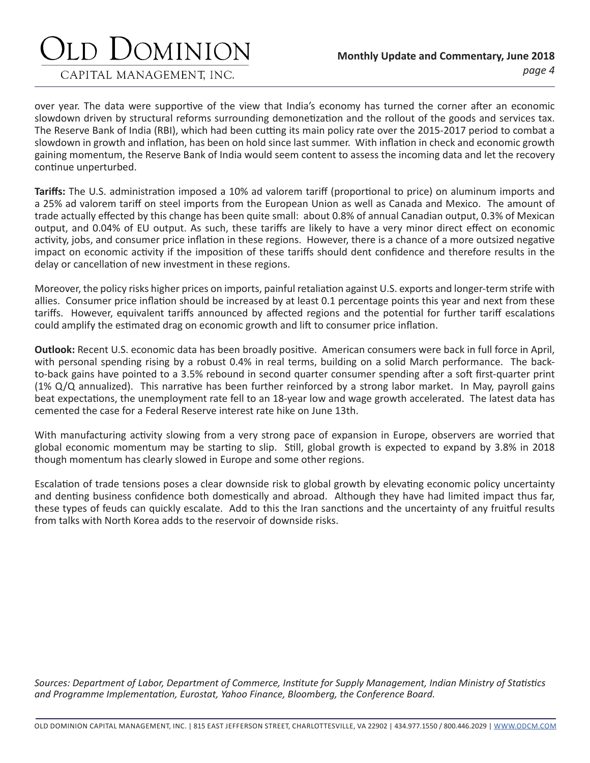over year. The data were supportive of the view that India's economy has turned the corner after an economic slowdown driven by structural reforms surrounding demonetization and the rollout of the goods and services tax. The Reserve Bank of India (RBI), which had been cutting its main policy rate over the 2015-2017 period to combat a slowdown in growth and inflation, has been on hold since last summer. With inflation in check and economic growth gaining momentum, the Reserve Bank of India would seem content to assess the incoming data and let the recovery continue unperturbed.

**Tariffs:** The U.S. administration imposed a 10% ad valorem tariff (proportional to price) on aluminum imports and a 25% ad valorem tariff on steel imports from the European Union as well as Canada and Mexico. The amount of trade actually effected by this change has been quite small: about 0.8% of annual Canadian output, 0.3% of Mexican output, and 0.04% of EU output. As such, these tariffs are likely to have a very minor direct effect on economic activity, jobs, and consumer price inflation in these regions. However, there is a chance of a more outsized negative impact on economic activity if the imposition of these tariffs should dent confidence and therefore results in the delay or cancellation of new investment in these regions.

Moreover, the policy risks higher prices on imports, painful retaliation against U.S. exports and longer-term strife with allies. Consumer price inflation should be increased by at least 0.1 percentage points this year and next from these tariffs. However, equivalent tariffs announced by affected regions and the potential for further tariff escalations could amplify the estimated drag on economic growth and lift to consumer price inflation.

**Outlook:** Recent U.S. economic data has been broadly positive. American consumers were back in full force in April, with personal spending rising by a robust 0.4% in real terms, building on a solid March performance. The back-to-back gains have pointed to a 3.5% rebound in second quarter consumer spending after a soft first-quarter print (1% Q/Q annualized). This narrative has been further reinforced by a strong labor market. In May, payroll gains beat expectations, the unemployment rate fell to an 18-year low and wage growth accelerated. The latest data has cemented the case for a Federal Reserve interest rate hike on June 13th.

With manufacturing activity slowing from a very strong pace of expansion in Europe, observers are worried that global economic momentum may be starting to slip. Still, global growth is expected to expand by 3.8% in 2018 though momentum has clearly slowed in Europe and some other regions.

Escalation of trade tensions poses a clear downside risk to global growth by elevating economic policy uncertainty and denting business confidence both domestically and abroad. Although they have had limited impact thus far, these types of feuds can quickly escalate. Add to this the Iran sanctions and the uncertainty of any fruitful results from talks with North Korea adds to the reservoir of downside risks.

*Sources: Department of Labor, Department of Commerce, Institute for Supply Management, Indian Ministry of Statistics and Programme Implementation, Eurostat, Yahoo Finance, Bloomberg, the Conference Board.*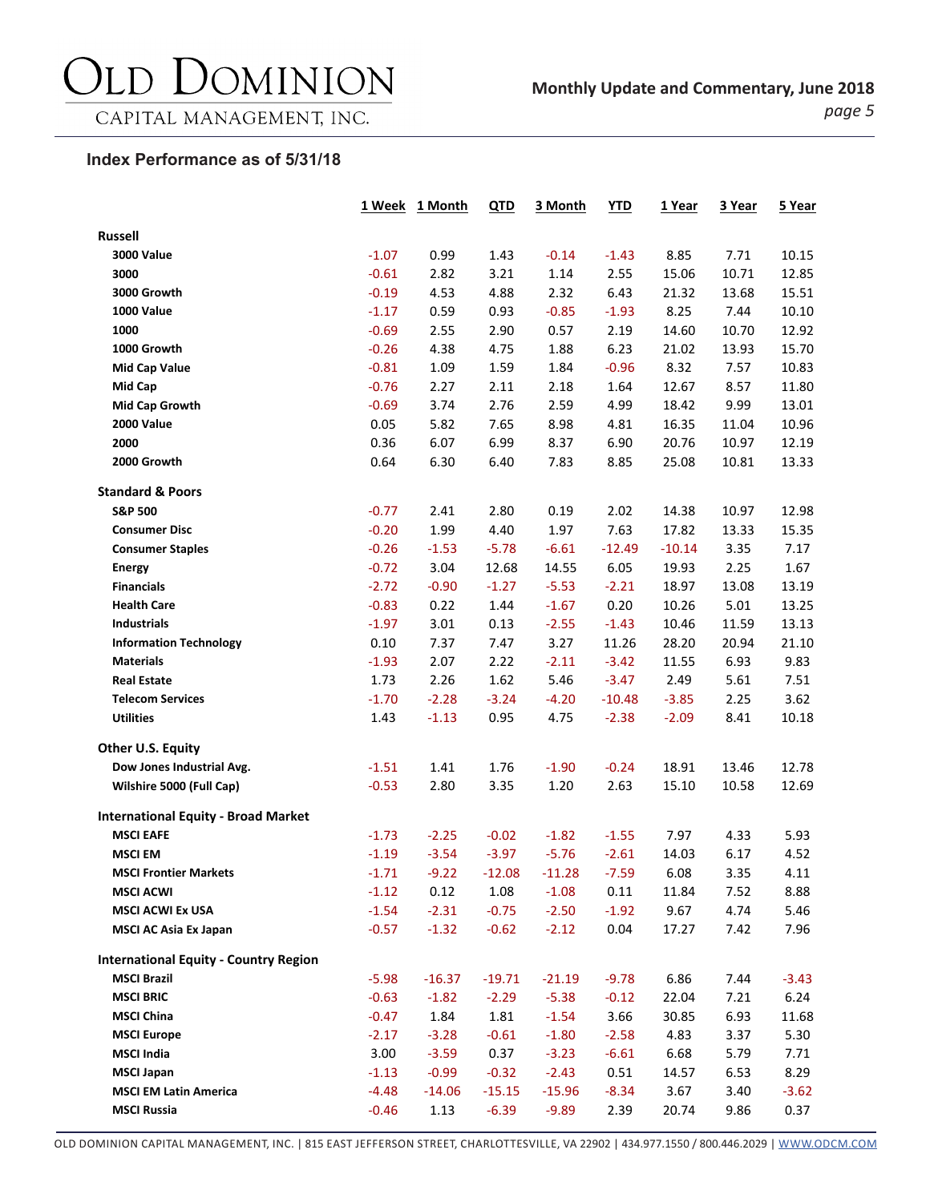## Index Performance as of 5/31/18

| | 1 Week | 1 Month | QTD | 3 Month | YTD | 1 Year | 3 Year | 5 Year |
|---|---|---|---|---|---|---|---|---|
| **Russell** | | | | | | | | |
| **3000 Value** | -1.07 | 0.99 | 1.43 | -0.14 | -1.43 | 8.85 | 7.71 | 10.15 |
| **3000** | -0.61 | 2.82 | 3.21 | 1.14 | 2.55 | 15.06 | 10.71 | 12.85 |
| **3000 Growth** | -0.19 | 4.53 | 4.88 | 2.32 | 6.43 | 21.32 | 13.68 | 15.51 |
| **1000 Value** | -1.17 | 0.59 | 0.93 | -0.85 | -1.93 | 8.25 | 7.44 | 10.10 |
| **1000** | -0.69 | 2.55 | 2.90 | 0.57 | 2.19 | 14.60 | 10.70 | 12.92 |
| **1000 Growth** | -0.26 | 4.38 | 4.75 | 1.88 | 6.23 | 21.02 | 13.93 | 15.70 |
| **Mid Cap Value** | -0.81 | 1.09 | 1.59 | 1.84 | -0.96 | 8.32 | 7.57 | 10.83 |
| **Mid Cap** | -0.76 | 2.27 | 2.11 | 2.18 | 1.64 | 12.67 | 8.57 | 11.80 |
| **Mid Cap Growth** | -0.69 | 3.74 | 2.76 | 2.59 | 4.99 | 18.42 | 9.99 | 13.01 |
| **2000 Value** | 0.05 | 5.82 | 7.65 | 8.98 | 4.81 | 16.35 | 11.04 | 10.96 |
| **2000** | 0.36 | 6.07 | 6.99 | 8.37 | 6.90 | 20.76 | 10.97 | 12.19 |
| **2000 Growth** | 0.64 | 6.30 | 6.40 | 7.83 | 8.85 | 25.08 | 10.81 | 13.33 |
| **Standard & Poors** | | | | | | | | |
| **S&P 500** | -0.77 | 2.41 | 2.80 | 0.19 | 2.02 | 14.38 | 10.97 | 12.98 |
| **Consumer Disc** | -0.20 | 1.99 | 4.40 | 1.97 | 7.63 | 17.82 | 13.33 | 15.35 |
| **Consumer Staples** | -0.26 | -1.53 | -5.78 | -6.61 | -12.49 | -10.14 | 3.35 | 7.17 |
| **Energy** | -0.72 | 3.04 | 12.68 | 14.55 | 6.05 | 19.93 | 2.25 | 1.67 |
| **Financials** | -2.72 | -0.90 | -1.27 | -5.53 | -2.21 | 18.97 | 13.08 | 13.19 |
| **Health Care** | -0.83 | 0.22 | 1.44 | -1.67 | 0.20 | 10.26 | 5.01 | 13.25 |
| **Industrials** | -1.97 | 3.01 | 0.13 | -2.55 | -1.43 | 10.46 | 11.59 | 13.13 |
| **Information Technology** | 0.10 | 7.37 | 7.47 | 3.27 | 11.26 | 28.20 | 20.94 | 21.10 |
| **Materials** | -1.93 | 2.07 | 2.22 | -2.11 | -3.42 | 11.55 | 6.93 | 9.83 |
| **Real Estate** | 1.73 | 2.26 | 1.62 | 5.46 | -3.47 | 2.49 | 5.61 | 7.51 |
| **Telecom Services** | -1.70 | -2.28 | -3.24 | -4.20 | -10.48 | -3.85 | 2.25 | 3.62 |
| **Utilities** | 1.43 | -1.13 | 0.95 | 4.75 | -2.38 | -2.09 | 8.41 | 10.18 |
| **Other U.S. Equity** | | | | | | | | |
| **Dow Jones Industrial Avg.** | -1.51 | 1.41 | 1.76 | -1.90 | -0.24 | 18.91 | 13.46 | 12.78 |
| **Wilshire 5000 (Full Cap)** | -0.53 | 2.80 | 3.35 | 1.20 | 2.63 | 15.10 | 10.58 | 12.69 |
| **International Equity - Broad Market** | | | | | | | | |
| **MSCI EAFE** | -1.73 | -2.25 | -0.02 | -1.82 | -1.55 | 7.97 | 4.33 | 5.93 |
| **MSCI EM** | -1.19 | -3.54 | -3.97 | -5.76 | -2.61 | 14.03 | 6.17 | 4.52 |
| **MSCI Frontier Markets** | -1.71 | -9.22 | -12.08 | -11.28 | -7.59 | 6.08 | 3.35 | 4.11 |
| **MSCI ACWI** | -1.12 | 0.12 | 1.08 | -1.08 | 0.11 | 11.84 | 7.52 | 8.88 |
| **MSCI ACWI Ex USA** | -1.54 | -2.31 | -0.75 | -2.50 | -1.92 | 9.67 | 4.74 | 5.46 |
| **MSCI AC Asia Ex Japan** | -0.57 | -1.32 | -0.62 | -2.12 | 0.04 | 17.27 | 7.42 | 7.96 |
| **International Equity - Country Region** | | | | | | | | |
| **MSCI Brazil** | -5.98 | -16.37 | -19.71 | -21.19 | -9.78 | 6.86 | 7.44 | -3.43 |
| **MSCI BRIC** | -0.63 | -1.82 | -2.29 | -5.38 | -0.12 | 22.04 | 7.21 | 6.24 |
| **MSCI China** | -0.47 | 1.84 | 1.81 | -1.54 | 3.66 | 30.85 | 6.93 | 11.68 |
| **MSCI Europe** | -2.17 | -3.28 | -0.61 | -1.80 | -2.58 | 4.83 | 3.37 | 5.30 |
| **MSCI India** | 3.00 | -3.59 | 0.37 | -3.23 | -6.61 | 6.68 | 5.79 | 7.71 |
| **MSCI Japan** | -1.13 | -0.99 | -0.32 | -2.43 | 0.51 | 14.57 | 6.53 | 8.29 |
| **MSCI EM Latin America** | -4.48 | -14.06 | -15.15 | -15.96 | -8.34 | 3.67 | 3.40 | -3.62 |
| **MSCI Russia** | -0.46 | 1.13 | -6.39 | -9.89 | 2.39 | 20.74 | 9.86 | 0.37 |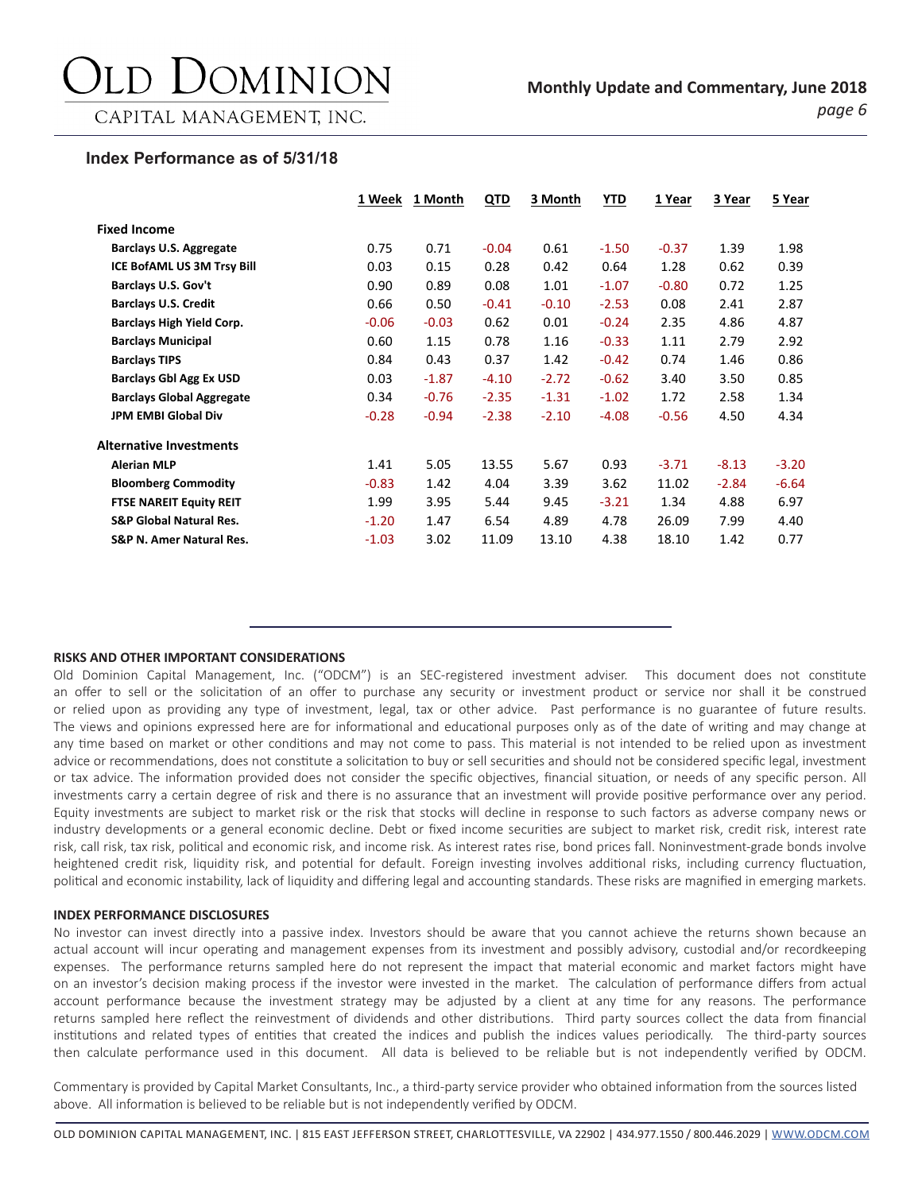## Index Performance as of 5/31/18

| | 1 Week | 1 Month | QTD | 3 Month | YTD | 1 Year | 3 Year | 5 Year |
|---|---|---|---|---|---|---|---|---|
| **Fixed Income** | | | | | | | | |
| **Barclays U.S. Aggregate** | 0.75 | 0.71 | -0.04 | 0.61 | -1.50 | -0.37 | 1.39 | 1.98 |
| **ICE BofAML US 3M Trsy Bill** | 0.03 | 0.15 | 0.28 | 0.42 | 0.64 | 1.28 | 0.62 | 0.39 |
| **Barclays U.S. Gov't** | 0.90 | 0.89 | 0.08 | 1.01 | -1.07 | -0.80 | 0.72 | 1.25 |
| **Barclays U.S. Credit** | 0.66 | 0.50 | -0.41 | -0.10 | -2.53 | 0.08 | 2.41 | 2.87 |
| **Barclays High Yield Corp.** | -0.06 | -0.03 | 0.62 | 0.01 | -0.24 | 2.35 | 4.86 | 4.87 |
| **Barclays Municipal** | 0.60 | 1.15 | 0.78 | 1.16 | -0.33 | 1.11 | 2.79 | 2.92 |
| **Barclays TIPS** | 0.84 | 0.43 | 0.37 | 1.42 | -0.42 | 0.74 | 1.46 | 0.86 |
| **Barclays Gbl Agg Ex USD** | 0.03 | -1.87 | -4.10 | -2.72 | -0.62 | 3.40 | 3.50 | 0.85 |
| **Barclays Global Aggregate** | 0.34 | -0.76 | -2.35 | -1.31 | -1.02 | 1.72 | 2.58 | 1.34 |
| **JPM EMBI Global Div** | -0.28 | -0.94 | -2.38 | -2.10 | -4.08 | -0.56 | 4.50 | 4.34 |
| **Alternative Investments** | | | | | | | | |
| **Alerian MLP** | 1.41 | 5.05 | 13.55 | 5.67 | 0.93 | -3.71 | -8.13 | -3.20 |
| **Bloomberg Commodity** | -0.83 | 1.42 | 4.04 | 3.39 | 3.62 | 11.02 | -2.84 | -6.64 |
| **FTSE NAREIT Equity REIT** | 1.99 | 3.95 | 5.44 | 9.45 | -3.21 | 1.34 | 4.88 | 6.97 |
| **S&P Global Natural Res.** | -1.20 | 1.47 | 6.54 | 4.89 | 4.78 | 26.09 | 7.99 | 4.40 |
| **S&P N. Amer Natural Res.** | -1.03 | 3.02 | 11.09 | 13.10 | 4.38 | 18.10 | 1.42 | 0.77 |

**RISKS AND OTHER IMPORTANT CONSIDERATIONS**

Old Dominion Capital Management, Inc. ("ODCM") is an SEC-registered investment adviser. This document does not constitute an offer to sell or the solicitation of an offer to purchase any security or investment product or service nor shall it be construed or relied upon as providing any type of investment, legal, tax or other advice. Past performance is no guarantee of future results. The views and opinions expressed here are for informational and educational purposes only as of the date of writing and may change at any time based on market or other conditions and may not come to pass. This material is not intended to be relied upon as investment advice or recommendations, does not constitute a solicitation to buy or sell securities and should not be considered specific legal, investment or tax advice. The information provided does not consider the specific objectives, financial situation, or needs of any specific person. All investments carry a certain degree of risk and there is no assurance that an investment will provide positive performance over any period. Equity investments are subject to market risk or the risk that stocks will decline in response to such factors as adverse company news or industry developments or a general economic decline. Debt or fixed income securities are subject to market risk, credit risk, interest rate risk, call risk, tax risk, political and economic risk, and income risk. As interest rates rise, bond prices fall. Noninvestment-grade bonds involve heightened credit risk, liquidity risk, and potential for default. Foreign investing involves additional risks, including currency fluctuation, political and economic instability, lack of liquidity and differing legal and accounting standards. These risks are magnified in emerging markets.

**INDEX PERFORMANCE DISCLOSURES**

No investor can invest directly into a passive index. Investors should be aware that you cannot achieve the returns shown because an actual account will incur operating and management expenses from its investment and possibly advisory, custodial and/or recordkeeping expenses. The performance returns sampled here do not represent the impact that material economic and market factors might have on an investor's decision making process if the investor were invested in the market. The calculation of performance differs from actual account performance because the investment strategy may be adjusted by a client at any time for any reasons. The performance returns sampled here reflect the reinvestment of dividends and other distributions. Third party sources collect the data from financial institutions and related types of entities that created the indices and publish the indices values periodically. The third-party sources then calculate performance used in this document. All data is believed to be reliable but is not independently verified by ODCM.

Commentary is provided by Capital Market Consultants, Inc., a third-party service provider who obtained information from the sources listed above. All information is believed to be reliable but is not independently verified by ODCM.

OLD DOMINION CAPITAL MANAGEMENT, INC. | 815 EAST JEFFERSON STREET, CHARLOTTESVILLE, VA 22902 | 434.977.1550 / 800.446.2029 | WWW.ODCM.COM